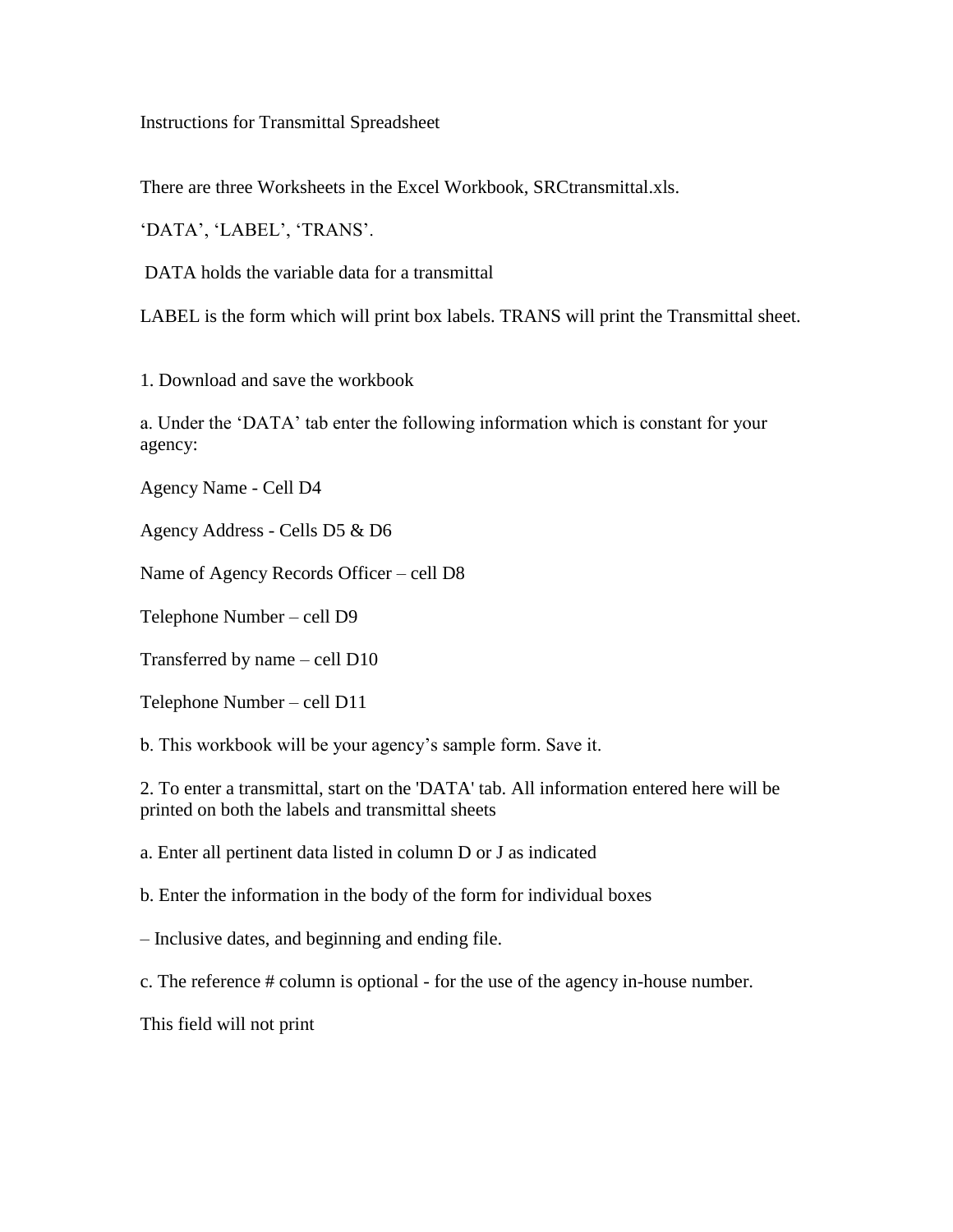# Instructions for Transmittal Spreadsheet

There are three Worksheets in the Excel Workbook, SRCtransmittal.xls.

'DATA', 'LABEL', 'TRANS'.

DATA holds the variable data for a transmittal

LABEL is the form which will print box labels. TRANS will print the Transmittal sheet.

1. Download and save the workbook

a. Under the 'DATA' tab enter the following information which is constant for your agency:

Agency Name - Cell D4

Agency Address - Cells D5 & D6

Name of Agency Records Officer – cell D8

Telephone Number – cell D9

Transferred by name – cell D10

Telephone Number – cell D11

b. This workbook will be your agency's sample form. Save it.

2. To enter a transmittal, start on the 'DATA' tab. All information entered here will be printed on both the labels and transmittal sheets

a. Enter all pertinent data listed in column D or J as indicated

b. Enter the information in the body of the form for individual boxes

– Inclusive dates, and beginning and ending file.

c. The reference # column is optional - for the use of the agency in-house number.

This field will not print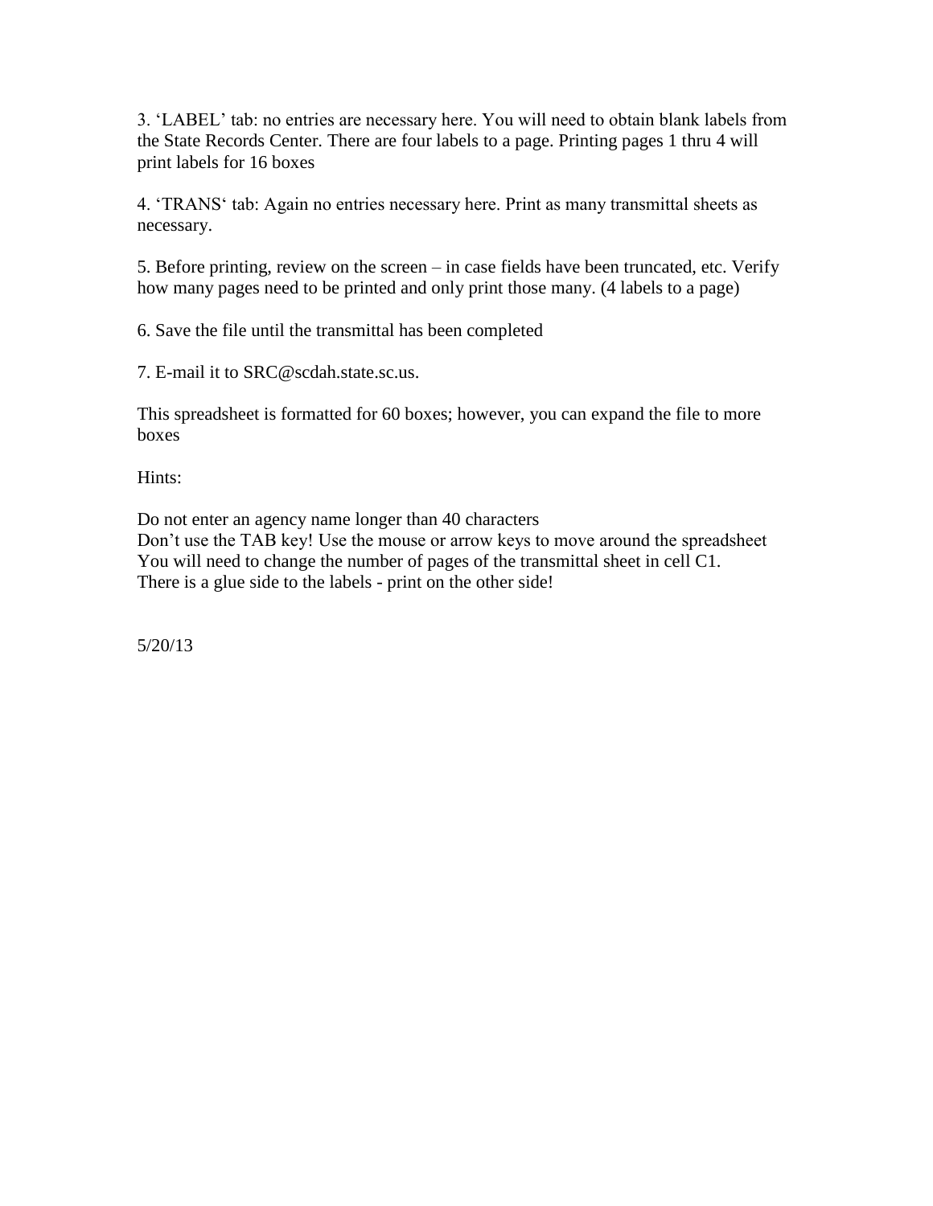3. 'LABEL' tab: no entries are necessary here. You will need to obtain blank labels from the State Records Center. There are four labels to a page. Printing pages 1 thru 4 will print labels for 16 boxes

4. 'TRANS' tab: Again no entries necessary here. Print as many transmittal sheets as necessary.

5. Before printing, review on the screen – in case fields have been truncated, etc. Verify how many pages need to be printed and only print those many. (4 labels to a page)

6. Save the file until the transmittal has been completed

7. E-mail it to SRC@scdah.state.sc.us.

This spreadsheet is formatted for 60 boxes; however, you can expand the file to more boxes

Hints:

Do not enter an agency name longer than 40 characters
Don't use the TAB key! Use the mouse or arrow keys to move around the spreadsheet
You will need to change the number of pages of the transmittal sheet in cell C1.
There is a glue side to the labels - print on the other side!

5/20/13